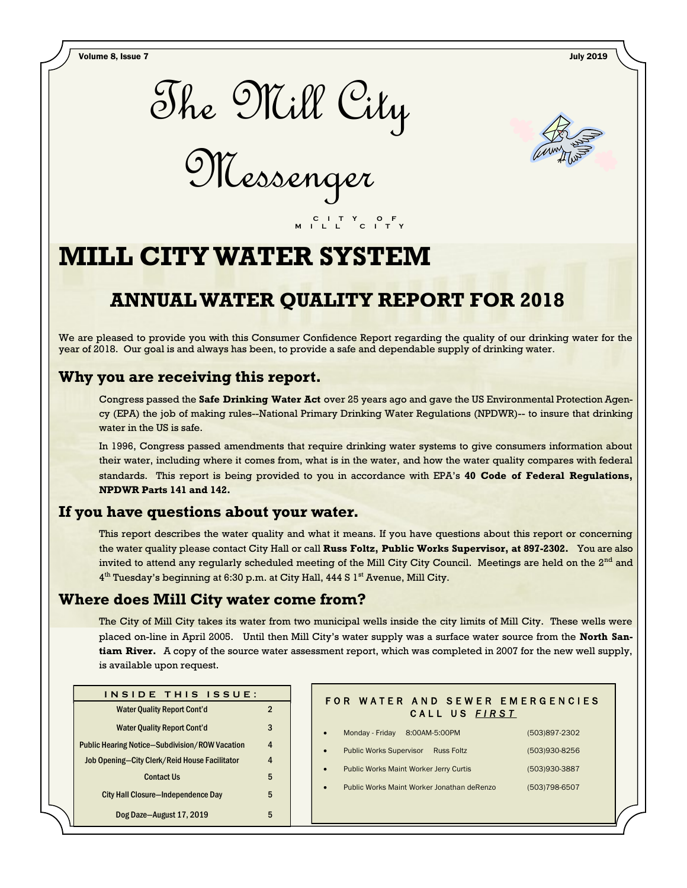# The Mill City Messenger

CITY OF MILL CITY

# MILL CITY WATER SYSTEM

## ANNUAL WATER QUALITY REPORT FOR 2018

We are pleased to provide you with this Consumer Confidence Report regarding the quality of our drinking water for the year of 2018. Our goal is and always has been, to provide a safe and dependable supply of drinking water.

### Why you are receiving this report.

Congress passed the **Safe Drinking Water Act** over 25 years ago and gave the US Environmental Protection Agency (EPA) the job of making rules--National Primary Drinking Water Regulations (NPDWR)-- to insure that drinking water in the US is safe.

In 1996, Congress passed amendments that require drinking water systems to give consumers information about their water, including where it comes from, what is in the water, and how the water quality compares with federal standards. This report is being provided to you in accordance with EPA's **40 Code of Federal Regulations, NPDWR Parts 141 and 142.**

### If you have questions about your water.

This report describes the water quality and what it means. If you have questions about this report or concerning the water quality please contact City Hall or call **Russ Foltz, Public Works Supervisor, at 897-2302.** You are also invited to attend any regularly scheduled meeting of the Mill City City Council. Meetings are held on the 2nd and 4th Tuesday's beginning at 6:30 p.m. at City Hall, 444 S 1st Avenue, Mill City.

### Where does Mill City water come from?

The City of Mill City takes its water from two municipal wells inside the city limits of Mill City. These wells were placed on-line in April 2005. Until then Mill City's water supply was a surface water source from the **North Santiam River.** A copy of the source water assessment report, which was completed in 2007 for the new well supply, is available upon request.

| INSIDE THIS ISSUE: | |
|---|---|
| Water Quality Report Cont'd | 2 |
| Water Quality Report Cont'd | 3 |
| Public Hearing Notice—Subdivision/ROW Vacation | 4 |
| Job Opening—City Clerk/Reid House Facilitator | 4 |
| Contact Us | 5 |
| City Hall Closure—Independence Day | 5 |
| Dog Daze—August 17, 2019 | 5 |

**FOR WATER AND SEWER EMERGENCIES CALL US *FIRST***

- Monday - Friday 8:00AM-5:00PM (503)897-2302
- Public Works Supervisor Russ Foltz (503)930-8256
- Public Works Maint Worker Jerry Curtis (503)930-3887
- Public Works Maint Worker Jonathan deRenzo (503)798-6507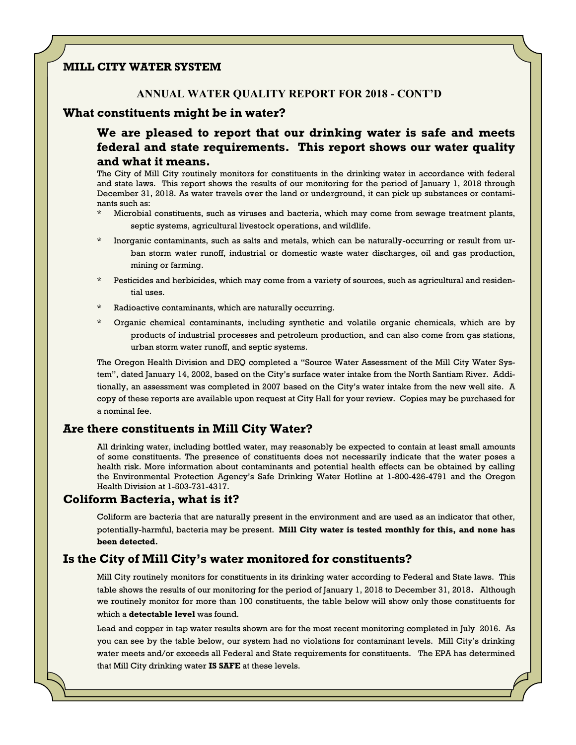**MILL CITY WATER SYSTEM**

**ANNUAL WATER QUALITY REPORT FOR 2018 - CONT'D**

## What constituents might be in water?

### We are pleased to report that our drinking water is safe and meets federal and state requirements. This report shows our water quality and what it means.

The City of Mill City routinely monitors for constituents in the drinking water in accordance with federal and state laws. This report shows the results of our monitoring for the period of January 1, 2018 through December 31, 2018. As water travels over the land or underground, it can pick up substances or contaminants such as:

* Microbial constituents, such as viruses and bacteria, which may come from sewage treatment plants, septic systems, agricultural livestock operations, and wildlife.
* Inorganic contaminants, such as salts and metals, which can be naturally-occurring or result from urban storm water runoff, industrial or domestic waste water discharges, oil and gas production, mining or farming.
* Pesticides and herbicides, which may come from a variety of sources, such as agricultural and residential uses.
* Radioactive contaminants, which are naturally occurring.
* Organic chemical contaminants, including synthetic and volatile organic chemicals, which are by products of industrial processes and petroleum production, and can also come from gas stations, urban storm water runoff, and septic systems.

The Oregon Health Division and DEQ completed a "Source Water Assessment of the Mill City Water System", dated January 14, 2002, based on the City's surface water intake from the North Santiam River. Additionally, an assessment was completed in 2007 based on the City's water intake from the new well site. A copy of these reports are available upon request at City Hall for your review. Copies may be purchased for a nominal fee.

## Are there constituents in Mill City Water?

All drinking water, including bottled water, may reasonably be expected to contain at least small amounts of some constituents. The presence of constituents does not necessarily indicate that the water poses a health risk. More information about contaminants and potential health effects can be obtained by calling the Environmental Protection Agency's Safe Drinking Water Hotline at 1-800-426-4791 and the Oregon Health Division at 1-503-731-4317.

## Coliform Bacteria, what is it?

Coliform are bacteria that are naturally present in the environment and are used as an indicator that other, potentially-harmful, bacteria may be present. **Mill City water is tested monthly for this, and none has been detected.**

## Is the City of Mill City's water monitored for constituents?

Mill City routinely monitors for constituents in its drinking water according to Federal and State laws. This table shows the results of our monitoring for the period of January 1, 2018 to December 31, 2018**.** Although we routinely monitor for more than 100 constituents, the table below will show only those constituents for which a **detectable level** was found.

Lead and copper in tap water results shown are for the most recent monitoring completed in July 2016. As you can see by the table below, our system had no violations for contaminant levels. Mill City's drinking water meets and/or exceeds all Federal and State requirements for constituents. The EPA has determined that Mill City drinking water **IS SAFE** at these levels.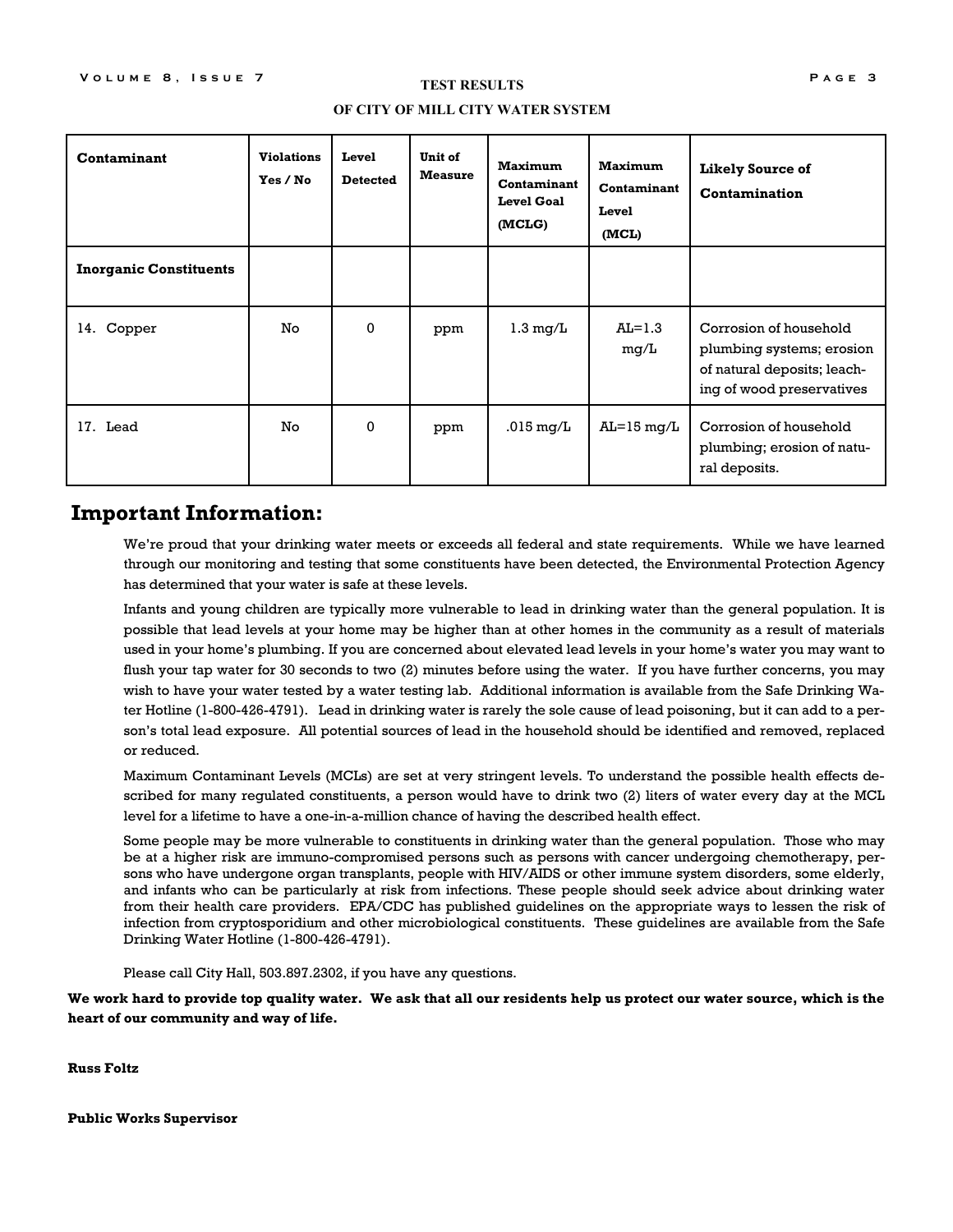**TEST RESULTS**

**OF CITY OF MILL CITY WATER SYSTEM**

| Contaminant | Violations Yes / No | Level Detected | Unit of Measure | Maximum Contaminant Level Goal (MCLG) | Maximum Contaminant Level (MCL) | Likely Source of Contamination |
|---|---|---|---|---|---|---|
| **Inorganic Constituents** | | | | | | |
| 14. Copper | No | 0 | ppm | 1.3 mg/L | AL=1.3 mg/L | Corrosion of household plumbing systems; erosion of natural deposits; leaching of wood preservatives |
| 17. Lead | No | 0 | ppm | .015 mg/L | AL=15 mg/L | Corrosion of household plumbing; erosion of natural deposits. |

## Important Information:

We're proud that your drinking water meets or exceeds all federal and state requirements. While we have learned through our monitoring and testing that some constituents have been detected, the Environmental Protection Agency has determined that your water is safe at these levels.

Infants and young children are typically more vulnerable to lead in drinking water than the general population. It is possible that lead levels at your home may be higher than at other homes in the community as a result of materials used in your home's plumbing. If you are concerned about elevated lead levels in your home's water you may want to flush your tap water for 30 seconds to two (2) minutes before using the water. If you have further concerns, you may wish to have your water tested by a water testing lab. Additional information is available from the Safe Drinking Water Hotline (1-800-426-4791). Lead in drinking water is rarely the sole cause of lead poisoning, but it can add to a person's total lead exposure. All potential sources of lead in the household should be identified and removed, replaced or reduced.

Maximum Contaminant Levels (MCLs) are set at very stringent levels. To understand the possible health effects described for many regulated constituents, a person would have to drink two (2) liters of water every day at the MCL level for a lifetime to have a one-in-a-million chance of having the described health effect.

Some people may be more vulnerable to constituents in drinking water than the general population. Those who may be at a higher risk are immuno-compromised persons such as persons with cancer undergoing chemotherapy, persons who have undergone organ transplants, people with HIV/AIDS or other immune system disorders, some elderly, and infants who can be particularly at risk from infections. These people should seek advice about drinking water from their health care providers. EPA/CDC has published guidelines on the appropriate ways to lessen the risk of infection from cryptosporidium and other microbiological constituents. These guidelines are available from the Safe Drinking Water Hotline (1-800-426-4791).

Please call City Hall, 503.897.2302, if you have any questions.

**We work hard to provide top quality water. We ask that all our residents help us protect our water source, which is the heart of our community and way of life.**

**Russ Foltz**

**Public Works Supervisor**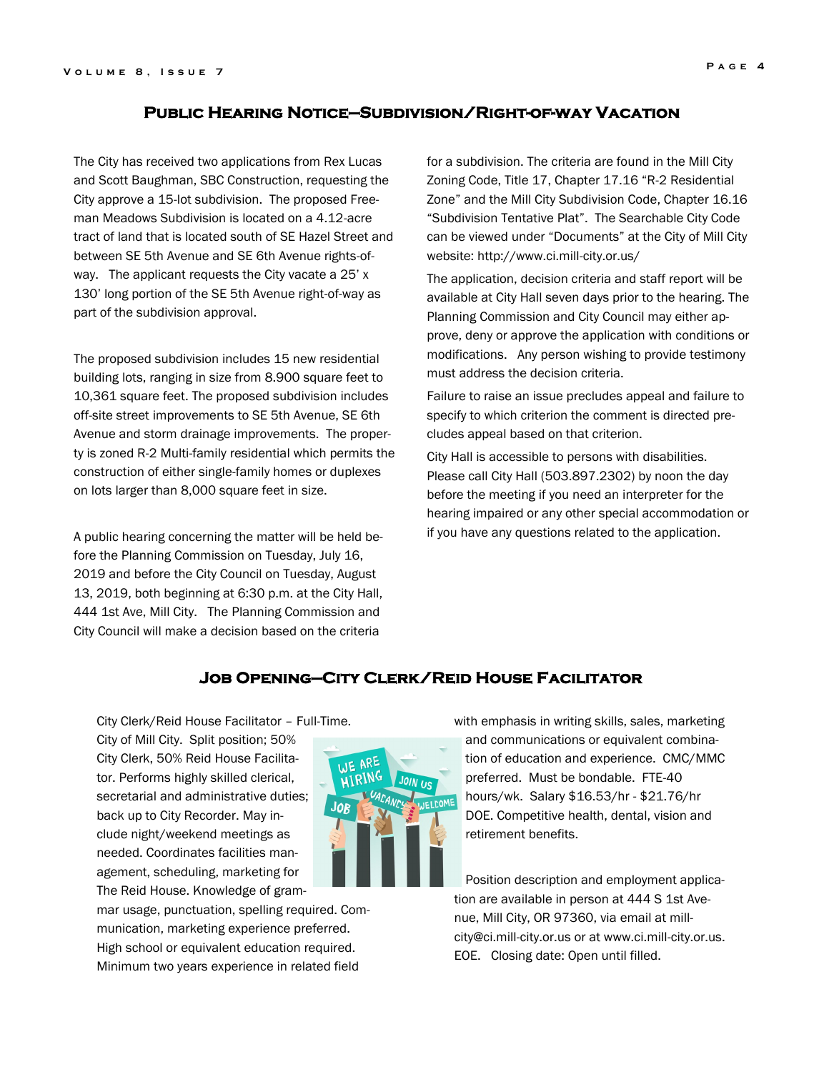## Public Hearing Notice—Subdivision/Right-of-way Vacation

The City has received two applications from Rex Lucas and Scott Baughman, SBC Construction, requesting the City approve a 15-lot subdivision. The proposed Freeman Meadows Subdivision is located on a 4.12-acre tract of land that is located south of SE Hazel Street and between SE 5th Avenue and SE 6th Avenue rights-of-way. The applicant requests the City vacate a 25' x 130' long portion of the SE 5th Avenue right-of-way as part of the subdivision approval.

The proposed subdivision includes 15 new residential building lots, ranging in size from 8.900 square feet to 10,361 square feet. The proposed subdivision includes off-site street improvements to SE 5th Avenue, SE 6th Avenue and storm drainage improvements. The property is zoned R-2 Multi-family residential which permits the construction of either single-family homes or duplexes on lots larger than 8,000 square feet in size.

A public hearing concerning the matter will be held before the Planning Commission on Tuesday, July 16, 2019 and before the City Council on Tuesday, August 13, 2019, both beginning at 6:30 p.m. at the City Hall, 444 1st Ave, Mill City. The Planning Commission and City Council will make a decision based on the criteria for a subdivision. The criteria are found in the Mill City Zoning Code, Title 17, Chapter 17.16 "R-2 Residential Zone" and the Mill City Subdivision Code, Chapter 16.16 "Subdivision Tentative Plat". The Searchable City Code can be viewed under "Documents" at the City of Mill City website: http://www.ci.mill-city.or.us/

The application, decision criteria and staff report will be available at City Hall seven days prior to the hearing. The Planning Commission and City Council may either approve, deny or approve the application with conditions or modifications. Any person wishing to provide testimony must address the decision criteria.

Failure to raise an issue precludes appeal and failure to specify to which criterion the comment is directed precludes appeal based on that criterion.

City Hall is accessible to persons with disabilities. Please call City Hall (503.897.2302) by noon the day before the meeting if you need an interpreter for the hearing impaired or any other special accommodation or if you have any questions related to the application.

## Job Opening—City Clerk/Reid House Facilitator

City Clerk/Reid House Facilitator – Full-Time. City of Mill City. Split position; 50% City Clerk, 50% Reid House Facilitator. Performs highly skilled clerical, secretarial and administrative duties; back up to City Recorder. May include night/weekend meetings as needed. Coordinates facilities management, scheduling, marketing for The Reid House. Knowledge of grammar usage, punctuation, spelling required. Communication, marketing experience preferred. High school or equivalent education required. Minimum two years experience in related field with emphasis in writing skills, sales, marketing and communications or equivalent combination of education and experience. CMC/MMC preferred. Must be bondable. FTE-40 hours/wk. Salary $16.53/hr - $21.76/hr DOE. Competitive health, dental, vision and retirement benefits.

Position description and employment application are available in person at 444 S 1st Avenue, Mill City, OR 97360, via email at mill-city@ci.mill-city.or.us or at www.ci.mill-city.or.us. EOE. Closing date: Open until filled.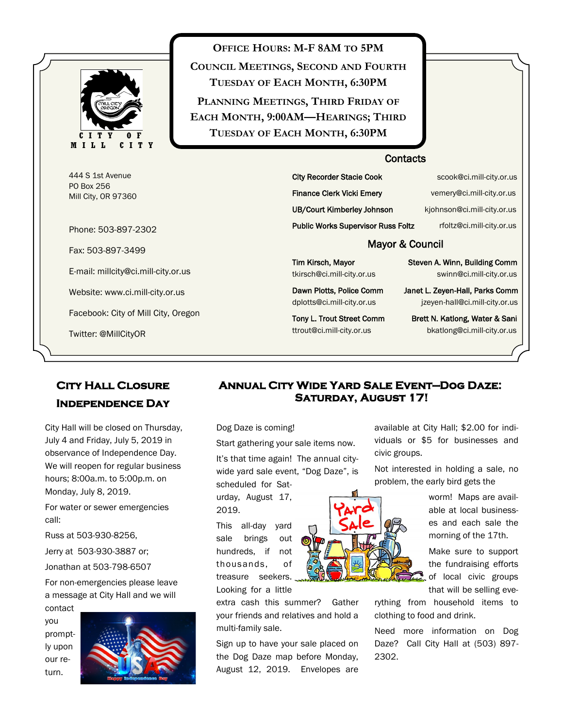**Office Hours: M-F 8AM to 5PM**

**Council Meetings, Second and Fourth Tuesday of Each Month, 6:30PM**

**Planning Meetings, Third Friday of Each Month, 9:00AM—Hearings; Third Tuesday of Each Month, 6:30PM**

CITY OF MILL CITY

444 S 1st Avenue
PO Box 256
Mill City, OR 97360

Phone: 503-897-2302

Fax: 503-897-3499

E-mail: millcity@ci.mill-city.or.us

Website: www.ci.mill-city.or.us

Facebook: City of Mill City, Oregon

Twitter: @MillCityOR

## Contacts

| | |
|---|---|
| City Recorder Stacie Cook | scook@ci.mill-city.or.us |
| Finance Clerk Vicki Emery | vemery@ci.mill-city.or.us |
| UB/Court Kimberley Johnson | kjohnson@ci.mill-city.or.us |
| Public Works Supervisor Russ Foltz | rfoltz@ci.mill-city.or.us |

## Mayor & Council

| | |
|---|---|
| Tim Kirsch, Mayor<br>tkirsch@ci.mill-city.or.us | Steven A. Winn, Building Comm<br>swinn@ci.mill-city.or.us |
| Dawn Plotts, Police Comm<br>dplotts@ci.mill-city.or.us | Janet L. Zeyen-Hall, Parks Comm<br>jzeyen-hall@ci.mill-city.or.us |
| Tony L. Trout Street Comm<br>ttrout@ci.mill-city.or.us | Brett N. Katlong, Water & Sani<br>bkatlong@ci.mill-city.or.us |

## City Hall Closure Independence Day

City Hall will be closed on Thursday, July 4 and Friday, July 5, 2019 in observance of Independence Day. We will reopen for regular business hours; 8:00a.m. to 5:00p.m. on Monday, July 8, 2019.

For water or sewer emergencies call:

Russ at 503-930-8256,

Jerry at 503-930-3887 or;

Jonathan at 503-798-6507

For non-emergencies please leave a message at City Hall and we will contact you promptly upon our return.

## Annual City Wide Yard Sale Event—Dog Daze: Saturday, August 17!

Dog Daze is coming!

Start gathering your sale items now.

It's that time again! The annual city-wide yard sale event, "Dog Daze", is scheduled for Saturday, August 17, 2019.

This all-day yard sale brings out hundreds, if not thousands, of treasure seekers. Looking for a little extra cash this summer? Gather your friends and relatives and hold a multi-family sale.

Sign up to have your sale placed on the Dog Daze map before Monday, August 12, 2019. Envelopes are available at City Hall; $2.00 for individuals or $5 for businesses and civic groups.

Not interested in holding a sale, no problem, the early bird gets the worm! Maps are available at local businesses and each sale the morning of the 17th.

Make sure to support the fundraising efforts of local civic groups that will be selling everything from household items to clothing to food and drink.

Need more information on Dog Daze? Call City Hall at (503) 897-2302.